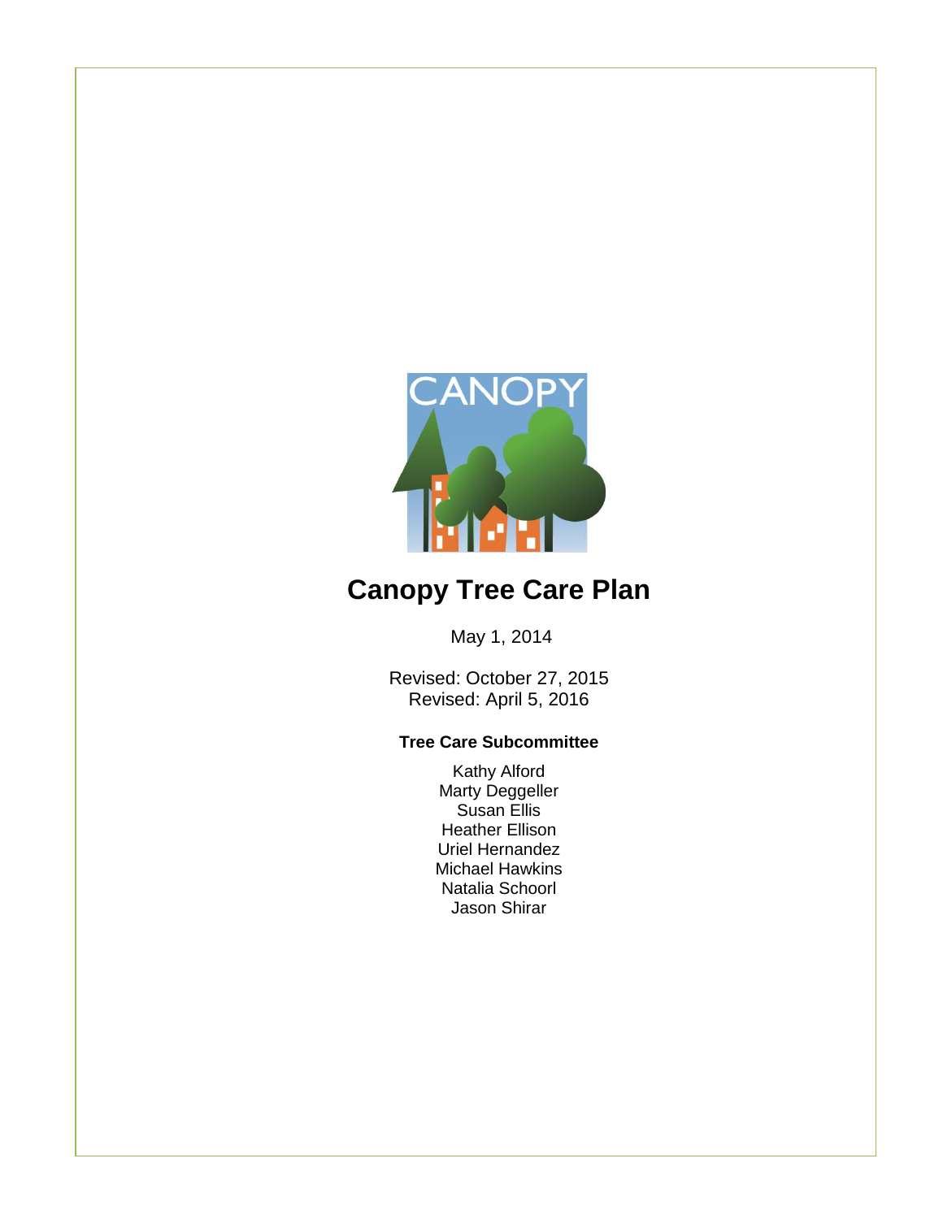# Canopy Tree Care Plan

May 1, 2014

Revised: October 27, 2015
Revised: April 5, 2016

**Tree Care Subcommittee**

Kathy Alford
Marty Deggeller
Susan Ellis
Heather Ellison
Uriel Hernandez
Michael Hawkins
Natalia Schoorl
Jason Shirar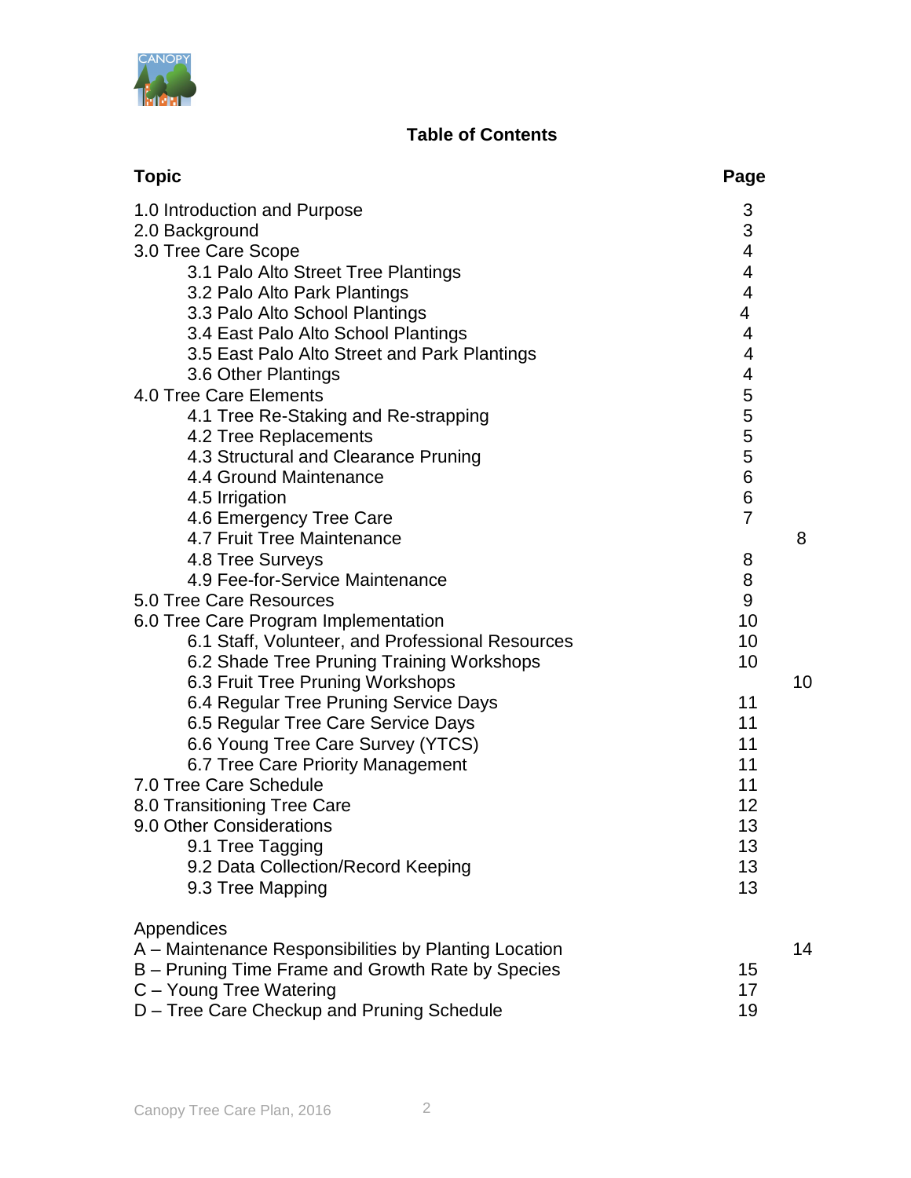# Table of Contents

| Topic | Page |
|---|---|
| 1.0 Introduction and Purpose | 3 |
| 2.0 Background | 3 |
| 3.0 Tree Care Scope | 4 |
| 3.1 Palo Alto Street Tree Plantings | 4 |
| 3.2 Palo Alto Park Plantings | 4 |
| 3.3 Palo Alto School Plantings | 4 |
| 3.4 East Palo Alto School Plantings | 4 |
| 3.5 East Palo Alto Street and Park Plantings | 4 |
| 3.6 Other Plantings | 4 |
| 4.0 Tree Care Elements | 5 |
| 4.1 Tree Re-Staking and Re-strapping | 5 |
| 4.2 Tree Replacements | 5 |
| 4.3 Structural and Clearance Pruning | 5 |
| 4.4 Ground Maintenance | 6 |
| 4.5 Irrigation | 6 |
| 4.6 Emergency Tree Care | 7 |
| 4.7 Fruit Tree Maintenance | 8 |
| 4.8 Tree Surveys | 8 |
| 4.9 Fee-for-Service Maintenance | 8 |
| 5.0 Tree Care Resources | 9 |
| 6.0 Tree Care Program Implementation | 10 |
| 6.1 Staff, Volunteer, and Professional Resources | 10 |
| 6.2 Shade Tree Pruning Training Workshops | 10 |
| 6.3 Fruit Tree Pruning Workshops | 10 |
| 6.4 Regular Tree Pruning Service Days | 11 |
| 6.5 Regular Tree Care Service Days | 11 |
| 6.6 Young Tree Care Survey (YTCS) | 11 |
| 6.7 Tree Care Priority Management | 11 |
| 7.0 Tree Care Schedule | 11 |
| 8.0 Transitioning Tree Care | 12 |
| 9.0 Other Considerations | 13 |
| 9.1 Tree Tagging | 13 |
| 9.2 Data Collection/Record Keeping | 13 |
| 9.3 Tree Mapping | 13 |

Appendices

| | |
|---|---|
| A – Maintenance Responsibilities by Planting Location | 14 |
| B – Pruning Time Frame and Growth Rate by Species | 15 |
| C – Young Tree Watering | 17 |
| D – Tree Care Checkup and Pruning Schedule | 19 |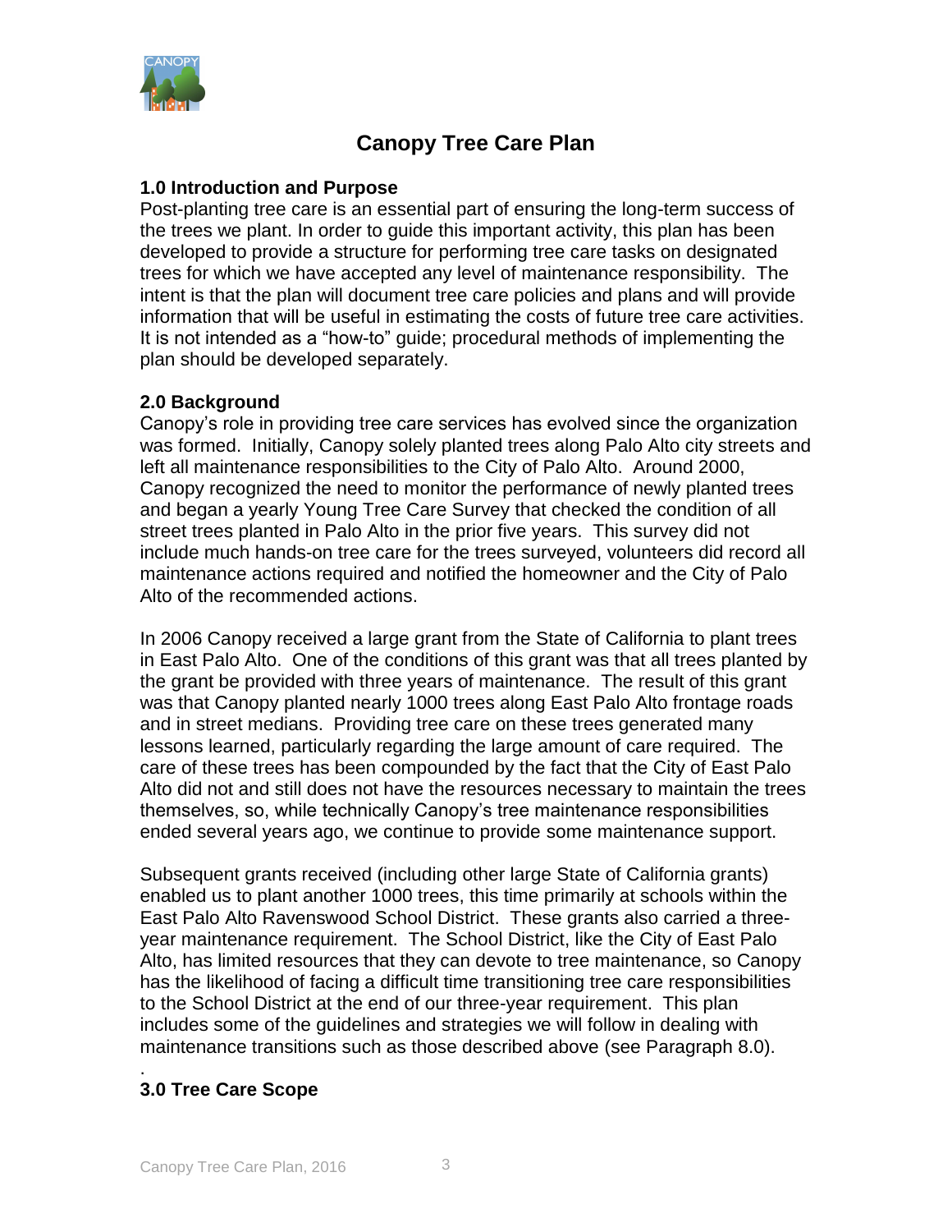# Canopy Tree Care Plan

## 1.0 Introduction and Purpose

Post-planting tree care is an essential part of ensuring the long-term success of the trees we plant. In order to guide this important activity, this plan has been developed to provide a structure for performing tree care tasks on designated trees for which we have accepted any level of maintenance responsibility. The intent is that the plan will document tree care policies and plans and will provide information that will be useful in estimating the costs of future tree care activities. It is not intended as a "how-to" guide; procedural methods of implementing the plan should be developed separately.

## 2.0 Background

Canopy's role in providing tree care services has evolved since the organization was formed. Initially, Canopy solely planted trees along Palo Alto city streets and left all maintenance responsibilities to the City of Palo Alto. Around 2000, Canopy recognized the need to monitor the performance of newly planted trees and began a yearly Young Tree Care Survey that checked the condition of all street trees planted in Palo Alto in the prior five years. This survey did not include much hands-on tree care for the trees surveyed, volunteers did record all maintenance actions required and notified the homeowner and the City of Palo Alto of the recommended actions.

In 2006 Canopy received a large grant from the State of California to plant trees in East Palo Alto. One of the conditions of this grant was that all trees planted by the grant be provided with three years of maintenance. The result of this grant was that Canopy planted nearly 1000 trees along East Palo Alto frontage roads and in street medians. Providing tree care on these trees generated many lessons learned, particularly regarding the large amount of care required. The care of these trees has been compounded by the fact that the City of East Palo Alto did not and still does not have the resources necessary to maintain the trees themselves, so, while technically Canopy's tree maintenance responsibilities ended several years ago, we continue to provide some maintenance support.

Subsequent grants received (including other large State of California grants) enabled us to plant another 1000 trees, this time primarily at schools within the East Palo Alto Ravenswood School District. These grants also carried a three-year maintenance requirement. The School District, like the City of East Palo Alto, has limited resources that they can devote to tree maintenance, so Canopy has the likelihood of facing a difficult time transitioning tree care responsibilities to the School District at the end of our three-year requirement. This plan includes some of the guidelines and strategies we will follow in dealing with maintenance transitions such as those described above (see Paragraph 8.0).

.

## 3.0 Tree Care Scope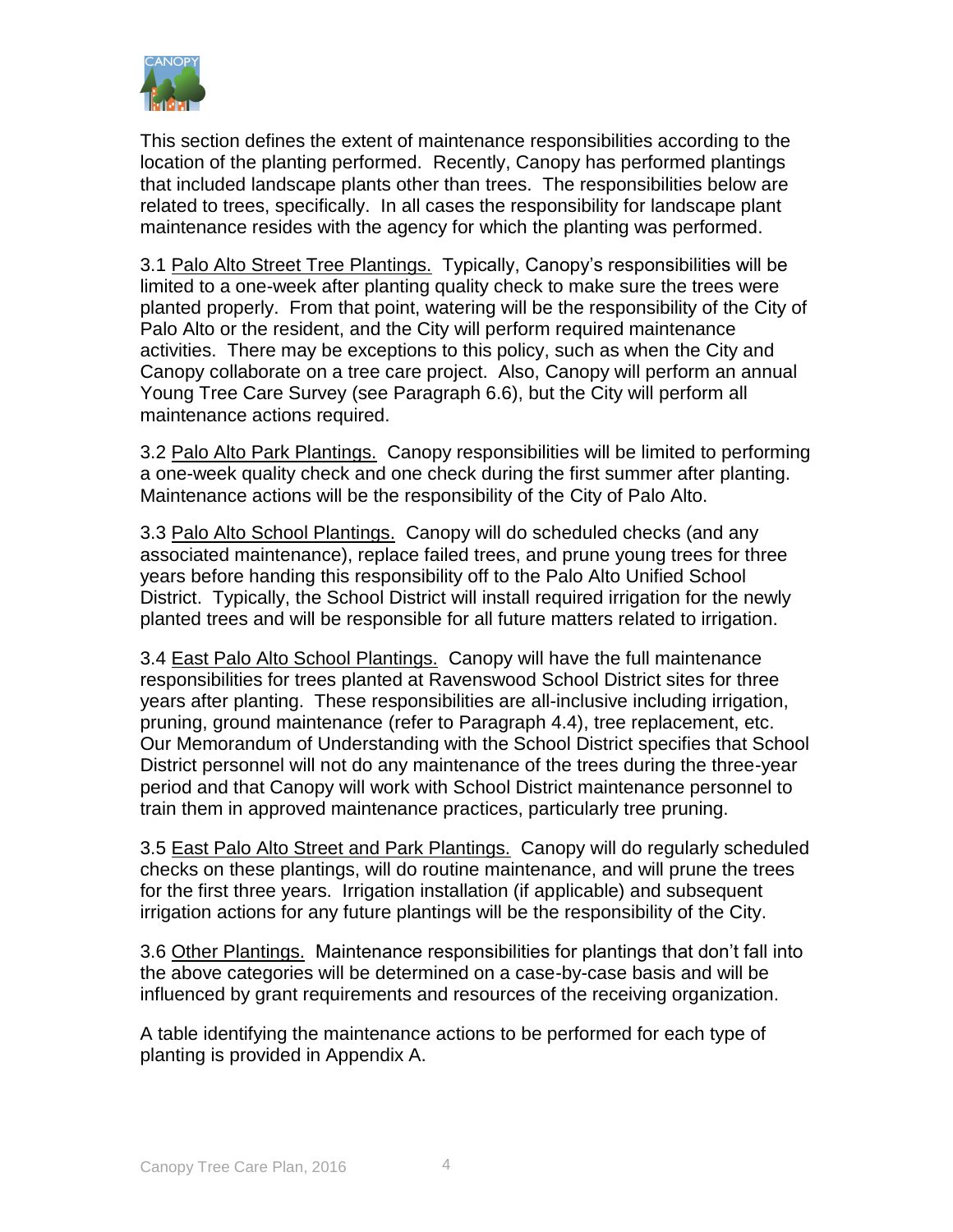This section defines the extent of maintenance responsibilities according to the location of the planting performed. Recently, Canopy has performed plantings that included landscape plants other than trees. The responsibilities below are related to trees, specifically. In all cases the responsibility for landscape plant maintenance resides with the agency for which the planting was performed.

3.1 <u>Palo Alto Street Tree Plantings.</u> Typically, Canopy's responsibilities will be limited to a one-week after planting quality check to make sure the trees were planted properly. From that point, watering will be the responsibility of the City of Palo Alto or the resident, and the City will perform required maintenance activities. There may be exceptions to this policy, such as when the City and Canopy collaborate on a tree care project. Also, Canopy will perform an annual Young Tree Care Survey (see Paragraph 6.6), but the City will perform all maintenance actions required.

3.2 <u>Palo Alto Park Plantings.</u> Canopy responsibilities will be limited to performing a one-week quality check and one check during the first summer after planting. Maintenance actions will be the responsibility of the City of Palo Alto.

3.3 <u>Palo Alto School Plantings.</u> Canopy will do scheduled checks (and any associated maintenance), replace failed trees, and prune young trees for three years before handing this responsibility off to the Palo Alto Unified School District. Typically, the School District will install required irrigation for the newly planted trees and will be responsible for all future matters related to irrigation.

3.4 <u>East Palo Alto School Plantings.</u> Canopy will have the full maintenance responsibilities for trees planted at Ravenswood School District sites for three years after planting. These responsibilities are all-inclusive including irrigation, pruning, ground maintenance (refer to Paragraph 4.4), tree replacement, etc. Our Memorandum of Understanding with the School District specifies that School District personnel will not do any maintenance of the trees during the three-year period and that Canopy will work with School District maintenance personnel to train them in approved maintenance practices, particularly tree pruning.

3.5 <u>East Palo Alto Street and Park Plantings.</u> Canopy will do regularly scheduled checks on these plantings, will do routine maintenance, and will prune the trees for the first three years. Irrigation installation (if applicable) and subsequent irrigation actions for any future plantings will be the responsibility of the City.

3.6 <u>Other Plantings.</u> Maintenance responsibilities for plantings that don't fall into the above categories will be determined on a case-by-case basis and will be influenced by grant requirements and resources of the receiving organization.

A table identifying the maintenance actions to be performed for each type of planting is provided in Appendix A.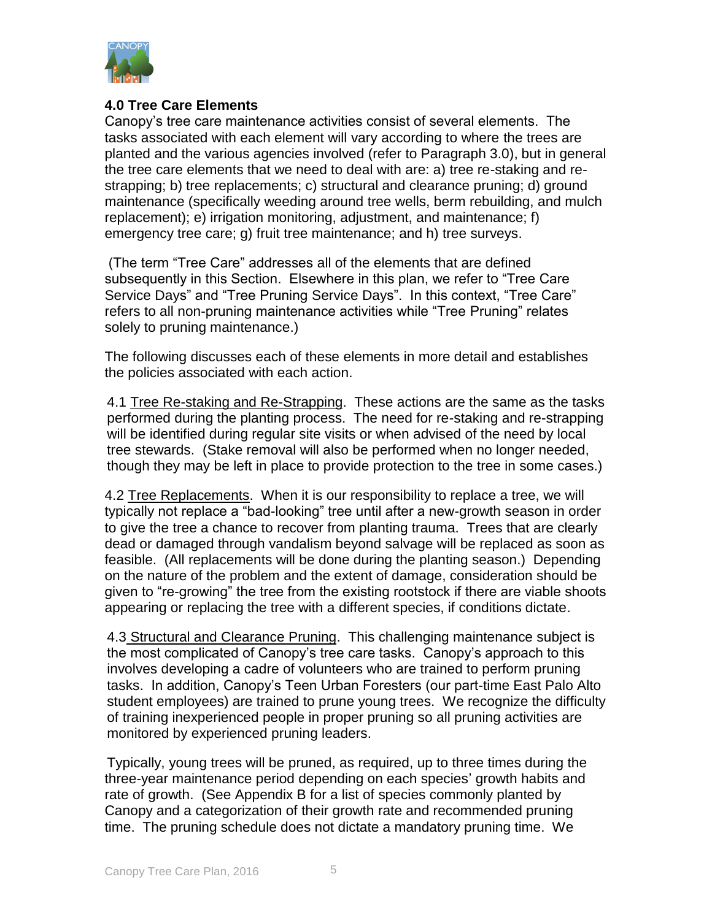## 4.0 Tree Care Elements

Canopy's tree care maintenance activities consist of several elements. The tasks associated with each element will vary according to where the trees are planted and the various agencies involved (refer to Paragraph 3.0), but in general the tree care elements that we need to deal with are: a) tree re-staking and re-strapping; b) tree replacements; c) structural and clearance pruning; d) ground maintenance (specifically weeding around tree wells, berm rebuilding, and mulch replacement); e) irrigation monitoring, adjustment, and maintenance; f) emergency tree care; g) fruit tree maintenance; and h) tree surveys.

(The term "Tree Care" addresses all of the elements that are defined subsequently in this Section. Elsewhere in this plan, we refer to "Tree Care Service Days" and "Tree Pruning Service Days". In this context, "Tree Care" refers to all non-pruning maintenance activities while "Tree Pruning" relates solely to pruning maintenance.)

The following discusses each of these elements in more detail and establishes the policies associated with each action.

4.1 Tree Re-staking and Re-Strapping. These actions are the same as the tasks performed during the planting process. The need for re-staking and re-strapping will be identified during regular site visits or when advised of the need by local tree stewards. (Stake removal will also be performed when no longer needed, though they may be left in place to provide protection to the tree in some cases.)

4.2 Tree Replacements. When it is our responsibility to replace a tree, we will typically not replace a "bad-looking" tree until after a new-growth season in order to give the tree a chance to recover from planting trauma. Trees that are clearly dead or damaged through vandalism beyond salvage will be replaced as soon as feasible. (All replacements will be done during the planting season.) Depending on the nature of the problem and the extent of damage, consideration should be given to "re-growing" the tree from the existing rootstock if there are viable shoots appearing or replacing the tree with a different species, if conditions dictate.

4.3 Structural and Clearance Pruning. This challenging maintenance subject is the most complicated of Canopy's tree care tasks. Canopy's approach to this involves developing a cadre of volunteers who are trained to perform pruning tasks. In addition, Canopy's Teen Urban Foresters (our part-time East Palo Alto student employees) are trained to prune young trees. We recognize the difficulty of training inexperienced people in proper pruning so all pruning activities are monitored by experienced pruning leaders.

Typically, young trees will be pruned, as required, up to three times during the three-year maintenance period depending on each species' growth habits and rate of growth. (See Appendix B for a list of species commonly planted by Canopy and a categorization of their growth rate and recommended pruning time. The pruning schedule does not dictate a mandatory pruning time. We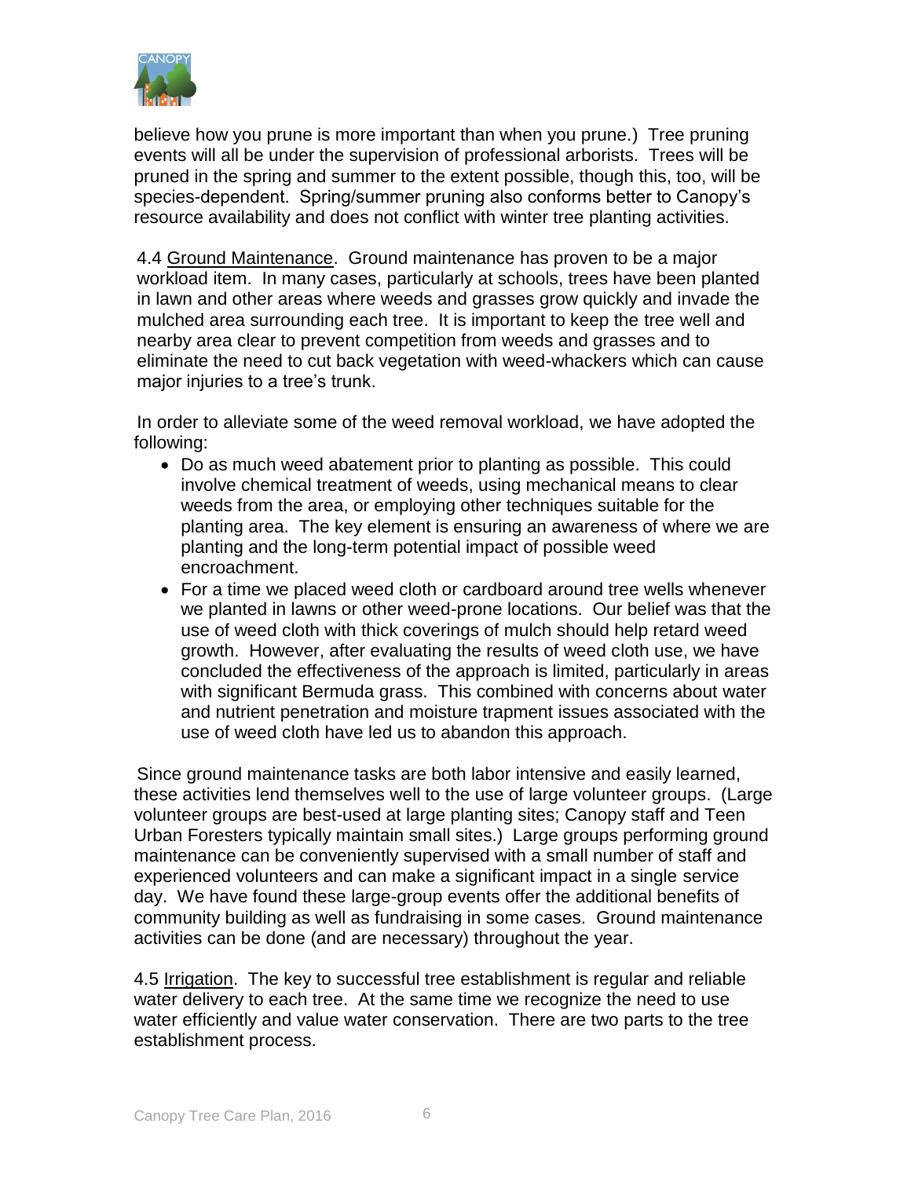believe how you prune is more important than when you prune.) Tree pruning events will all be under the supervision of professional arborists. Trees will be pruned in the spring and summer to the extent possible, though this, too, will be species-dependent. Spring/summer pruning also conforms better to Canopy's resource availability and does not conflict with winter tree planting activities.

4.4 <u>Ground Maintenance</u>. Ground maintenance has proven to be a major workload item. In many cases, particularly at schools, trees have been planted in lawn and other areas where weeds and grasses grow quickly and invade the mulched area surrounding each tree. It is important to keep the tree well and nearby area clear to prevent competition from weeds and grasses and to eliminate the need to cut back vegetation with weed-whackers which can cause major injuries to a tree's trunk.

In order to alleviate some of the weed removal workload, we have adopted the following:

- Do as much weed abatement prior to planting as possible. This could involve chemical treatment of weeds, using mechanical means to clear weeds from the area, or employing other techniques suitable for the planting area. The key element is ensuring an awareness of where we are planting and the long-term potential impact of possible weed encroachment.
- For a time we placed weed cloth or cardboard around tree wells whenever we planted in lawns or other weed-prone locations. Our belief was that the use of weed cloth with thick coverings of mulch should help retard weed growth. However, after evaluating the results of weed cloth use, we have concluded the effectiveness of the approach is limited, particularly in areas with significant Bermuda grass. This combined with concerns about water and nutrient penetration and moisture trapment issues associated with the use of weed cloth have led us to abandon this approach.

Since ground maintenance tasks are both labor intensive and easily learned, these activities lend themselves well to the use of large volunteer groups. (Large volunteer groups are best-used at large planting sites; Canopy staff and Teen Urban Foresters typically maintain small sites.) Large groups performing ground maintenance can be conveniently supervised with a small number of staff and experienced volunteers and can make a significant impact in a single service day. We have found these large-group events offer the additional benefits of community building as well as fundraising in some cases. Ground maintenance activities can be done (and are necessary) throughout the year.

4.5 <u>Irrigation</u>. The key to successful tree establishment is regular and reliable water delivery to each tree. At the same time we recognize the need to use water efficiently and value water conservation. There are two parts to the tree establishment process.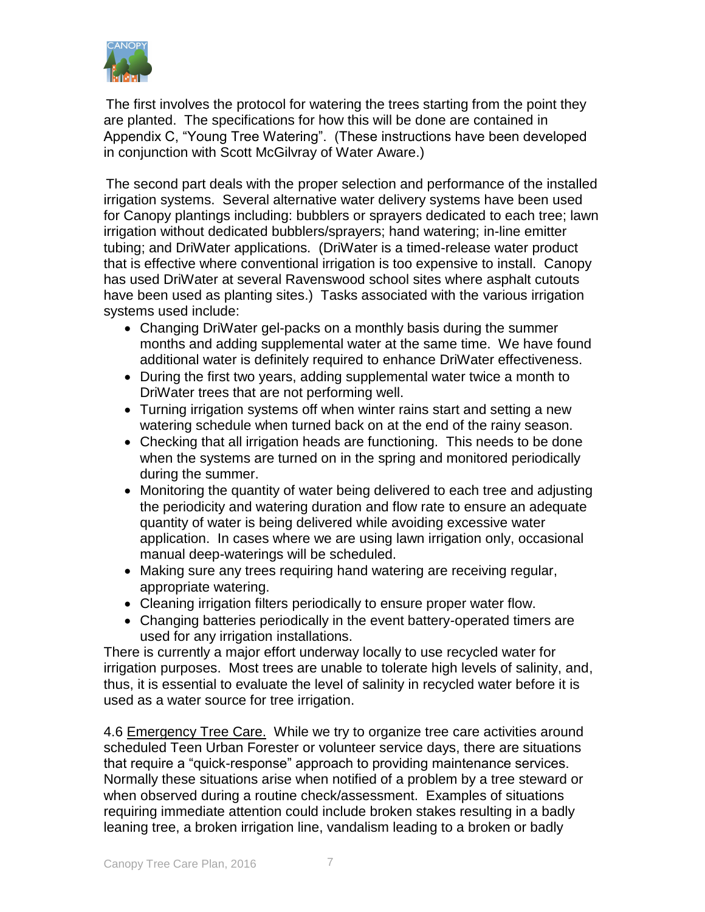The first involves the protocol for watering the trees starting from the point they are planted. The specifications for how this will be done are contained in Appendix C, "Young Tree Watering". (These instructions have been developed in conjunction with Scott McGilvray of Water Aware.)

The second part deals with the proper selection and performance of the installed irrigation systems. Several alternative water delivery systems have been used for Canopy plantings including: bubblers or sprayers dedicated to each tree; lawn irrigation without dedicated bubblers/sprayers; hand watering; in-line emitter tubing; and DriWater applications. (DriWater is a timed-release water product that is effective where conventional irrigation is too expensive to install. Canopy has used DriWater at several Ravenswood school sites where asphalt cutouts have been used as planting sites.) Tasks associated with the various irrigation systems used include:

- Changing DriWater gel-packs on a monthly basis during the summer months and adding supplemental water at the same time. We have found additional water is definitely required to enhance DriWater effectiveness.
- During the first two years, adding supplemental water twice a month to DriWater trees that are not performing well.
- Turning irrigation systems off when winter rains start and setting a new watering schedule when turned back on at the end of the rainy season.
- Checking that all irrigation heads are functioning. This needs to be done when the systems are turned on in the spring and monitored periodically during the summer.
- Monitoring the quantity of water being delivered to each tree and adjusting the periodicity and watering duration and flow rate to ensure an adequate quantity of water is being delivered while avoiding excessive water application. In cases where we are using lawn irrigation only, occasional manual deep-waterings will be scheduled.
- Making sure any trees requiring hand watering are receiving regular, appropriate watering.
- Cleaning irrigation filters periodically to ensure proper water flow.
- Changing batteries periodically in the event battery-operated timers are used for any irrigation installations.

There is currently a major effort underway locally to use recycled water for irrigation purposes. Most trees are unable to tolerate high levels of salinity, and, thus, it is essential to evaluate the level of salinity in recycled water before it is used as a water source for tree irrigation.

4.6 Emergency Tree Care. While we try to organize tree care activities around scheduled Teen Urban Forester or volunteer service days, there are situations that require a "quick-response" approach to providing maintenance services. Normally these situations arise when notified of a problem by a tree steward or when observed during a routine check/assessment. Examples of situations requiring immediate attention could include broken stakes resulting in a badly leaning tree, a broken irrigation line, vandalism leading to a broken or badly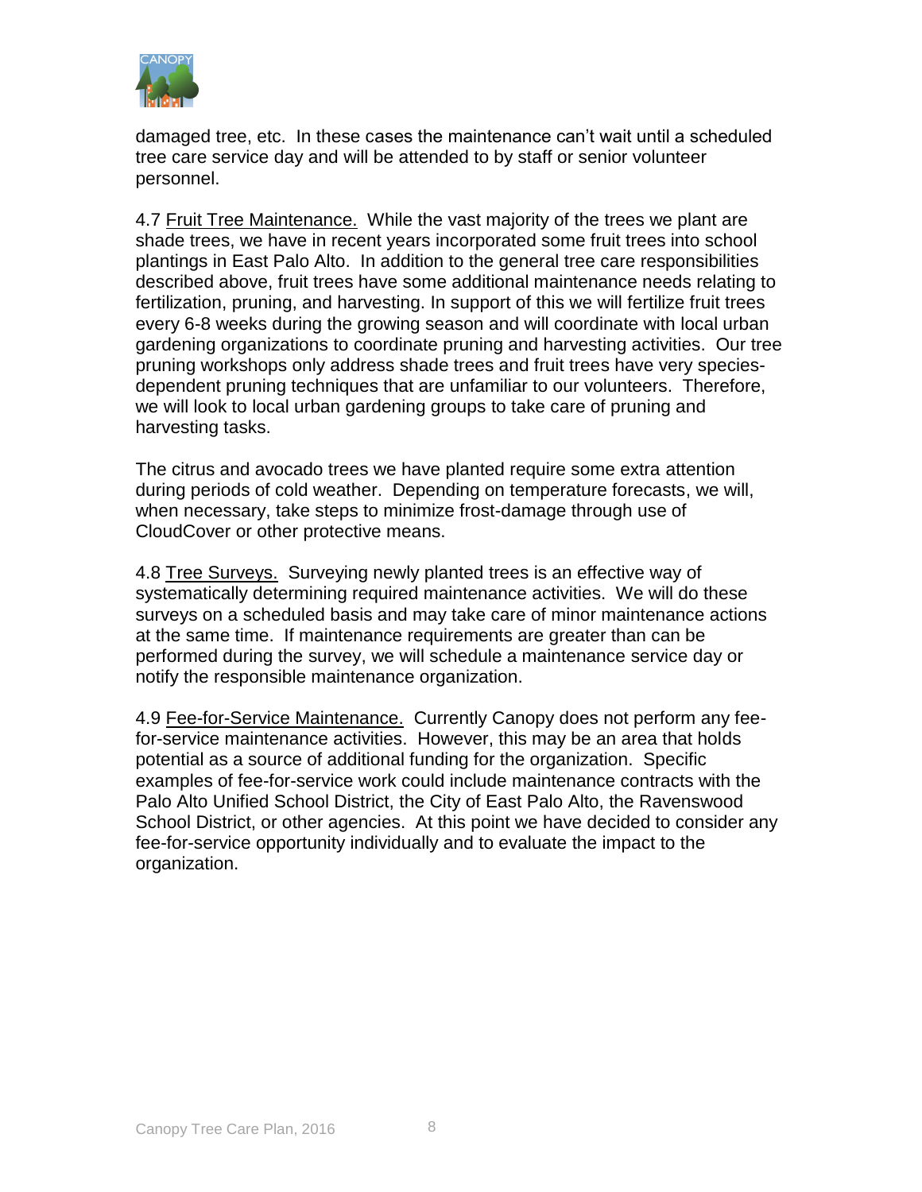damaged tree, etc. In these cases the maintenance can't wait until a scheduled tree care service day and will be attended to by staff or senior volunteer personnel.

4.7 <u>Fruit Tree Maintenance.</u> While the vast majority of the trees we plant are shade trees, we have in recent years incorporated some fruit trees into school plantings in East Palo Alto. In addition to the general tree care responsibilities described above, fruit trees have some additional maintenance needs relating to fertilization, pruning, and harvesting. In support of this we will fertilize fruit trees every 6-8 weeks during the growing season and will coordinate with local urban gardening organizations to coordinate pruning and harvesting activities. Our tree pruning workshops only address shade trees and fruit trees have very species-dependent pruning techniques that are unfamiliar to our volunteers. Therefore, we will look to local urban gardening groups to take care of pruning and harvesting tasks.

The citrus and avocado trees we have planted require some extra attention during periods of cold weather. Depending on temperature forecasts, we will, when necessary, take steps to minimize frost-damage through use of CloudCover or other protective means.

4.8 <u>Tree Surveys.</u> Surveying newly planted trees is an effective way of systematically determining required maintenance activities. We will do these surveys on a scheduled basis and may take care of minor maintenance actions at the same time. If maintenance requirements are greater than can be performed during the survey, we will schedule a maintenance service day or notify the responsible maintenance organization.

4.9 <u>Fee-for-Service Maintenance.</u> Currently Canopy does not perform any fee-for-service maintenance activities. However, this may be an area that holds potential as a source of additional funding for the organization. Specific examples of fee-for-service work could include maintenance contracts with the Palo Alto Unified School District, the City of East Palo Alto, the Ravenswood School District, or other agencies. At this point we have decided to consider any fee-for-service opportunity individually and to evaluate the impact to the organization.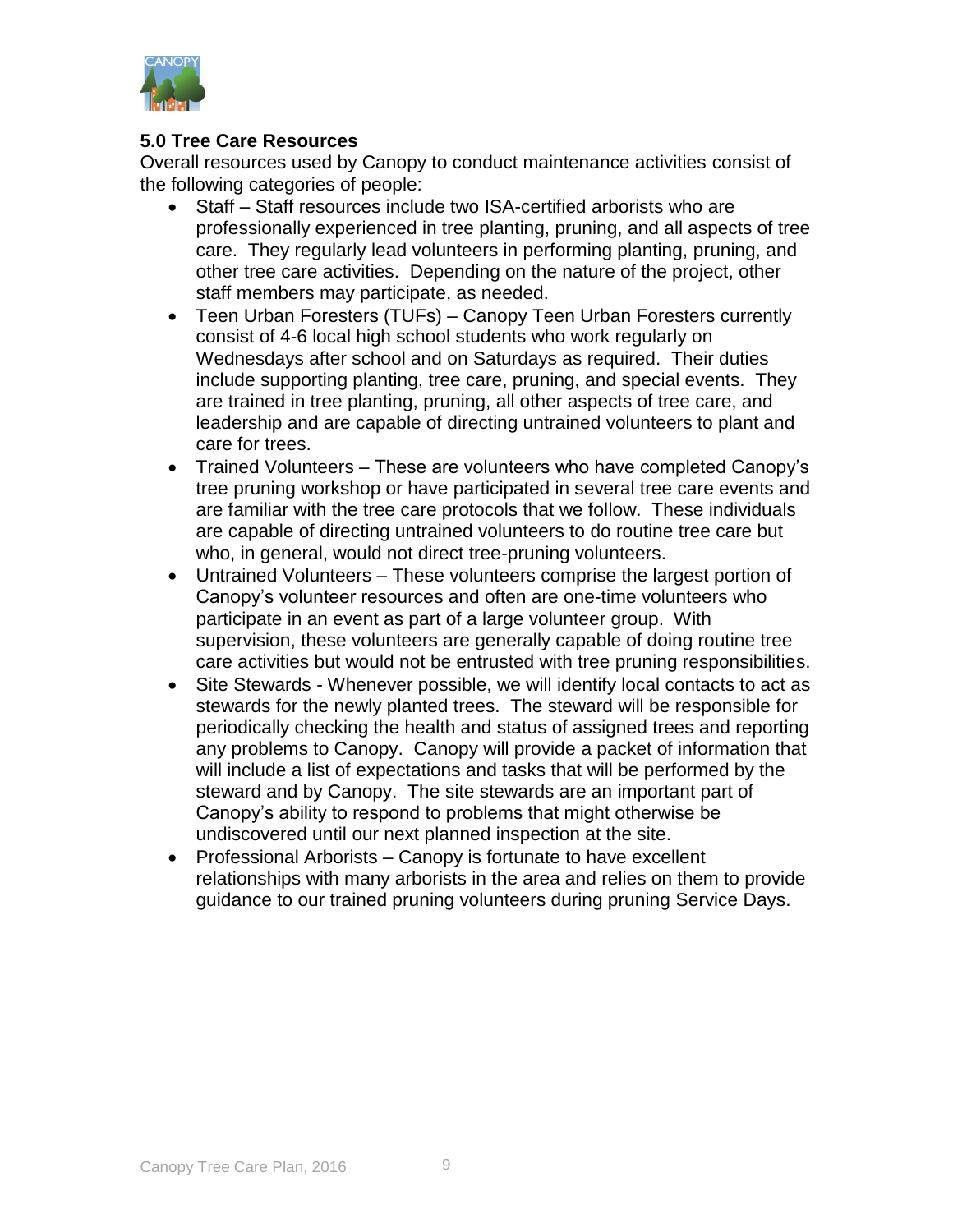## 5.0 Tree Care Resources

Overall resources used by Canopy to conduct maintenance activities consist of the following categories of people:

- Staff – Staff resources include two ISA-certified arborists who are professionally experienced in tree planting, pruning, and all aspects of tree care. They regularly lead volunteers in performing planting, pruning, and other tree care activities. Depending on the nature of the project, other staff members may participate, as needed.
- Teen Urban Foresters (TUFs) – Canopy Teen Urban Foresters currently consist of 4-6 local high school students who work regularly on Wednesdays after school and on Saturdays as required. Their duties include supporting planting, tree care, pruning, and special events. They are trained in tree planting, pruning, all other aspects of tree care, and leadership and are capable of directing untrained volunteers to plant and care for trees.
- Trained Volunteers – These are volunteers who have completed Canopy's tree pruning workshop or have participated in several tree care events and are familiar with the tree care protocols that we follow. These individuals are capable of directing untrained volunteers to do routine tree care but who, in general, would not direct tree-pruning volunteers.
- Untrained Volunteers – These volunteers comprise the largest portion of Canopy's volunteer resources and often are one-time volunteers who participate in an event as part of a large volunteer group. With supervision, these volunteers are generally capable of doing routine tree care activities but would not be entrusted with tree pruning responsibilities.
- Site Stewards - Whenever possible, we will identify local contacts to act as stewards for the newly planted trees. The steward will be responsible for periodically checking the health and status of assigned trees and reporting any problems to Canopy. Canopy will provide a packet of information that will include a list of expectations and tasks that will be performed by the steward and by Canopy. The site stewards are an important part of Canopy's ability to respond to problems that might otherwise be undiscovered until our next planned inspection at the site.
- Professional Arborists – Canopy is fortunate to have excellent relationships with many arborists in the area and relies on them to provide guidance to our trained pruning volunteers during pruning Service Days.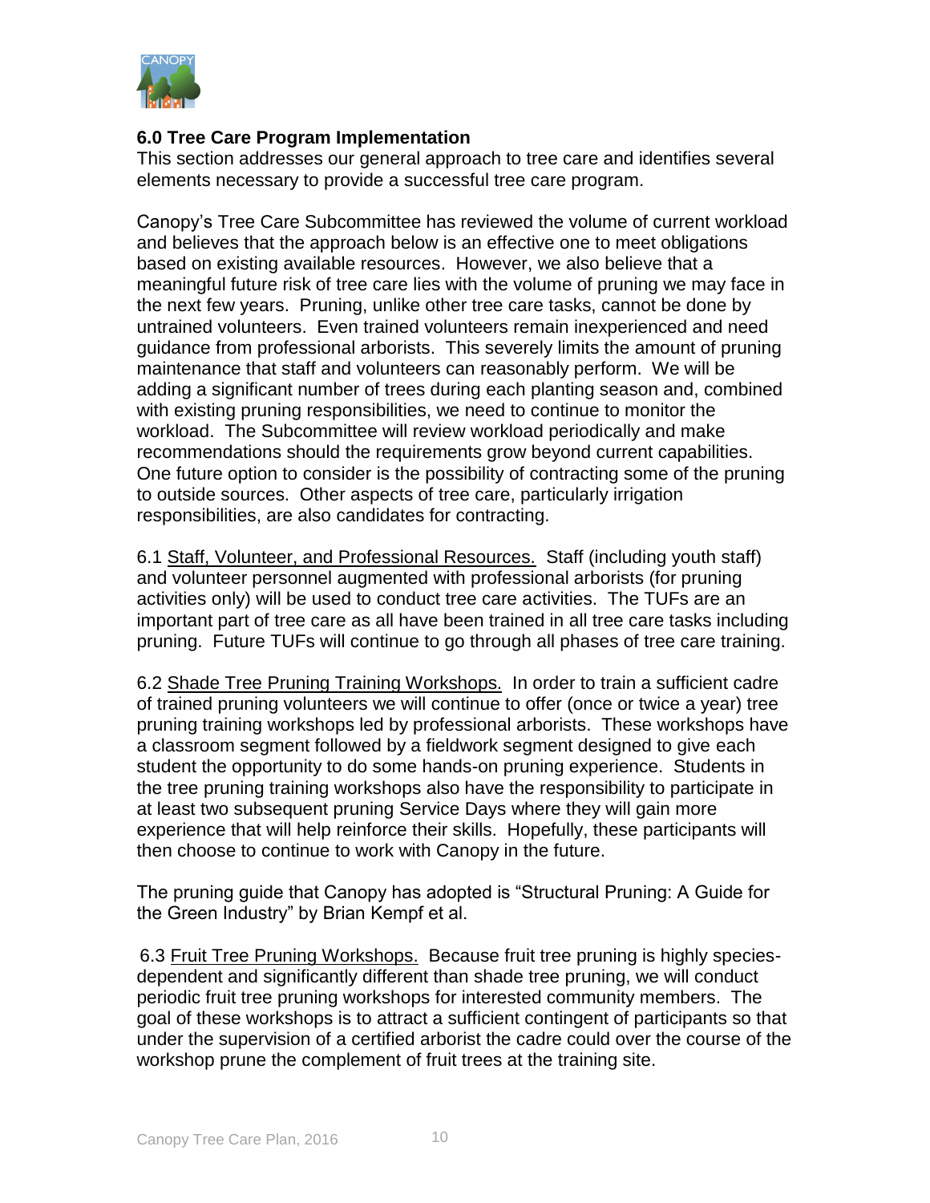## 6.0 Tree Care Program Implementation

This section addresses our general approach to tree care and identifies several elements necessary to provide a successful tree care program.

Canopy's Tree Care Subcommittee has reviewed the volume of current workload and believes that the approach below is an effective one to meet obligations based on existing available resources. However, we also believe that a meaningful future risk of tree care lies with the volume of pruning we may face in the next few years. Pruning, unlike other tree care tasks, cannot be done by untrained volunteers. Even trained volunteers remain inexperienced and need guidance from professional arborists. This severely limits the amount of pruning maintenance that staff and volunteers can reasonably perform. We will be adding a significant number of trees during each planting season and, combined with existing pruning responsibilities, we need to continue to monitor the workload. The Subcommittee will review workload periodically and make recommendations should the requirements grow beyond current capabilities. One future option to consider is the possibility of contracting some of the pruning to outside sources. Other aspects of tree care, particularly irrigation responsibilities, are also candidates for contracting.

6.1 Staff, Volunteer, and Professional Resources. Staff (including youth staff) and volunteer personnel augmented with professional arborists (for pruning activities only) will be used to conduct tree care activities. The TUFs are an important part of tree care as all have been trained in all tree care tasks including pruning. Future TUFs will continue to go through all phases of tree care training.

6.2 Shade Tree Pruning Training Workshops. In order to train a sufficient cadre of trained pruning volunteers we will continue to offer (once or twice a year) tree pruning training workshops led by professional arborists. These workshops have a classroom segment followed by a fieldwork segment designed to give each student the opportunity to do some hands-on pruning experience. Students in the tree pruning training workshops also have the responsibility to participate in at least two subsequent pruning Service Days where they will gain more experience that will help reinforce their skills. Hopefully, these participants will then choose to continue to work with Canopy in the future.

The pruning guide that Canopy has adopted is "Structural Pruning: A Guide for the Green Industry" by Brian Kempf et al.

6.3 Fruit Tree Pruning Workshops. Because fruit tree pruning is highly species-dependent and significantly different than shade tree pruning, we will conduct periodic fruit tree pruning workshops for interested community members. The goal of these workshops is to attract a sufficient contingent of participants so that under the supervision of a certified arborist the cadre could over the course of the workshop prune the complement of fruit trees at the training site.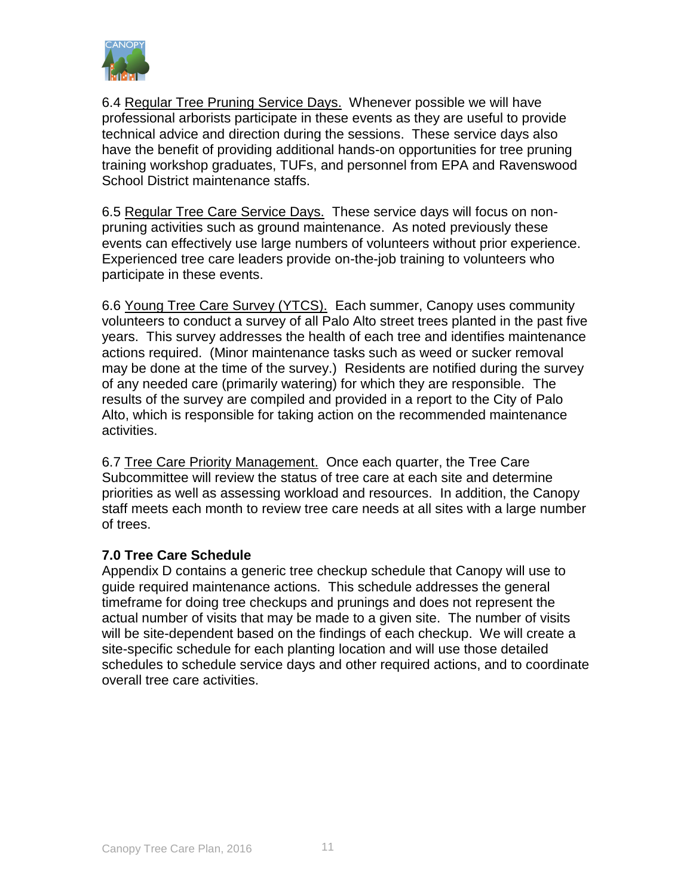6.4 Regular Tree Pruning Service Days. Whenever possible we will have professional arborists participate in these events as they are useful to provide technical advice and direction during the sessions. These service days also have the benefit of providing additional hands-on opportunities for tree pruning training workshop graduates, TUFs, and personnel from EPA and Ravenswood School District maintenance staffs.

6.5 Regular Tree Care Service Days. These service days will focus on non-pruning activities such as ground maintenance. As noted previously these events can effectively use large numbers of volunteers without prior experience. Experienced tree care leaders provide on-the-job training to volunteers who participate in these events.

6.6 Young Tree Care Survey (YTCS). Each summer, Canopy uses community volunteers to conduct a survey of all Palo Alto street trees planted in the past five years. This survey addresses the health of each tree and identifies maintenance actions required. (Minor maintenance tasks such as weed or sucker removal may be done at the time of the survey.) Residents are notified during the survey of any needed care (primarily watering) for which they are responsible. The results of the survey are compiled and provided in a report to the City of Palo Alto, which is responsible for taking action on the recommended maintenance activities.

6.7 Tree Care Priority Management. Once each quarter, the Tree Care Subcommittee will review the status of tree care at each site and determine priorities as well as assessing workload and resources. In addition, the Canopy staff meets each month to review tree care needs at all sites with a large number of trees.

## 7.0 Tree Care Schedule

Appendix D contains a generic tree checkup schedule that Canopy will use to guide required maintenance actions. This schedule addresses the general timeframe for doing tree checkups and prunings and does not represent the actual number of visits that may be made to a given site. The number of visits will be site-dependent based on the findings of each checkup. We will create a site-specific schedule for each planting location and will use those detailed schedules to schedule service days and other required actions, and to coordinate overall tree care activities.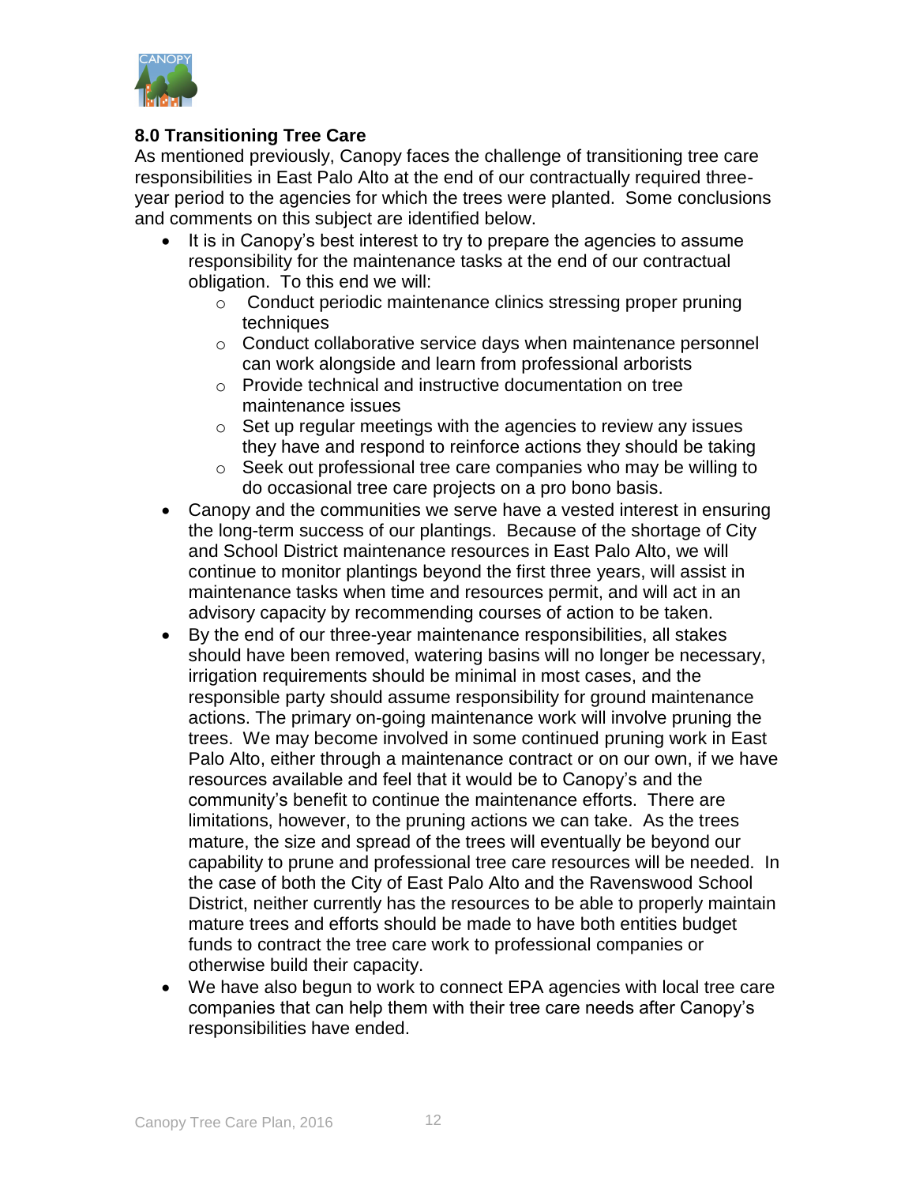## 8.0 Transitioning Tree Care

As mentioned previously, Canopy faces the challenge of transitioning tree care responsibilities in East Palo Alto at the end of our contractually required three-year period to the agencies for which the trees were planted. Some conclusions and comments on this subject are identified below.

- It is in Canopy's best interest to try to prepare the agencies to assume responsibility for the maintenance tasks at the end of our contractual obligation. To this end we will:
  - Conduct periodic maintenance clinics stressing proper pruning techniques
  - Conduct collaborative service days when maintenance personnel can work alongside and learn from professional arborists
  - Provide technical and instructive documentation on tree maintenance issues
  - Set up regular meetings with the agencies to review any issues they have and respond to reinforce actions they should be taking
  - Seek out professional tree care companies who may be willing to do occasional tree care projects on a pro bono basis.
- Canopy and the communities we serve have a vested interest in ensuring the long-term success of our plantings. Because of the shortage of City and School District maintenance resources in East Palo Alto, we will continue to monitor plantings beyond the first three years, will assist in maintenance tasks when time and resources permit, and will act in an advisory capacity by recommending courses of action to be taken.
- By the end of our three-year maintenance responsibilities, all stakes should have been removed, watering basins will no longer be necessary, irrigation requirements should be minimal in most cases, and the responsible party should assume responsibility for ground maintenance actions. The primary on-going maintenance work will involve pruning the trees. We may become involved in some continued pruning work in East Palo Alto, either through a maintenance contract or on our own, if we have resources available and feel that it would be to Canopy's and the community's benefit to continue the maintenance efforts. There are limitations, however, to the pruning actions we can take. As the trees mature, the size and spread of the trees will eventually be beyond our capability to prune and professional tree care resources will be needed. In the case of both the City of East Palo Alto and the Ravenswood School District, neither currently has the resources to be able to properly maintain mature trees and efforts should be made to have both entities budget funds to contract the tree care work to professional companies or otherwise build their capacity.
- We have also begun to work to connect EPA agencies with local tree care companies that can help them with their tree care needs after Canopy's responsibilities have ended.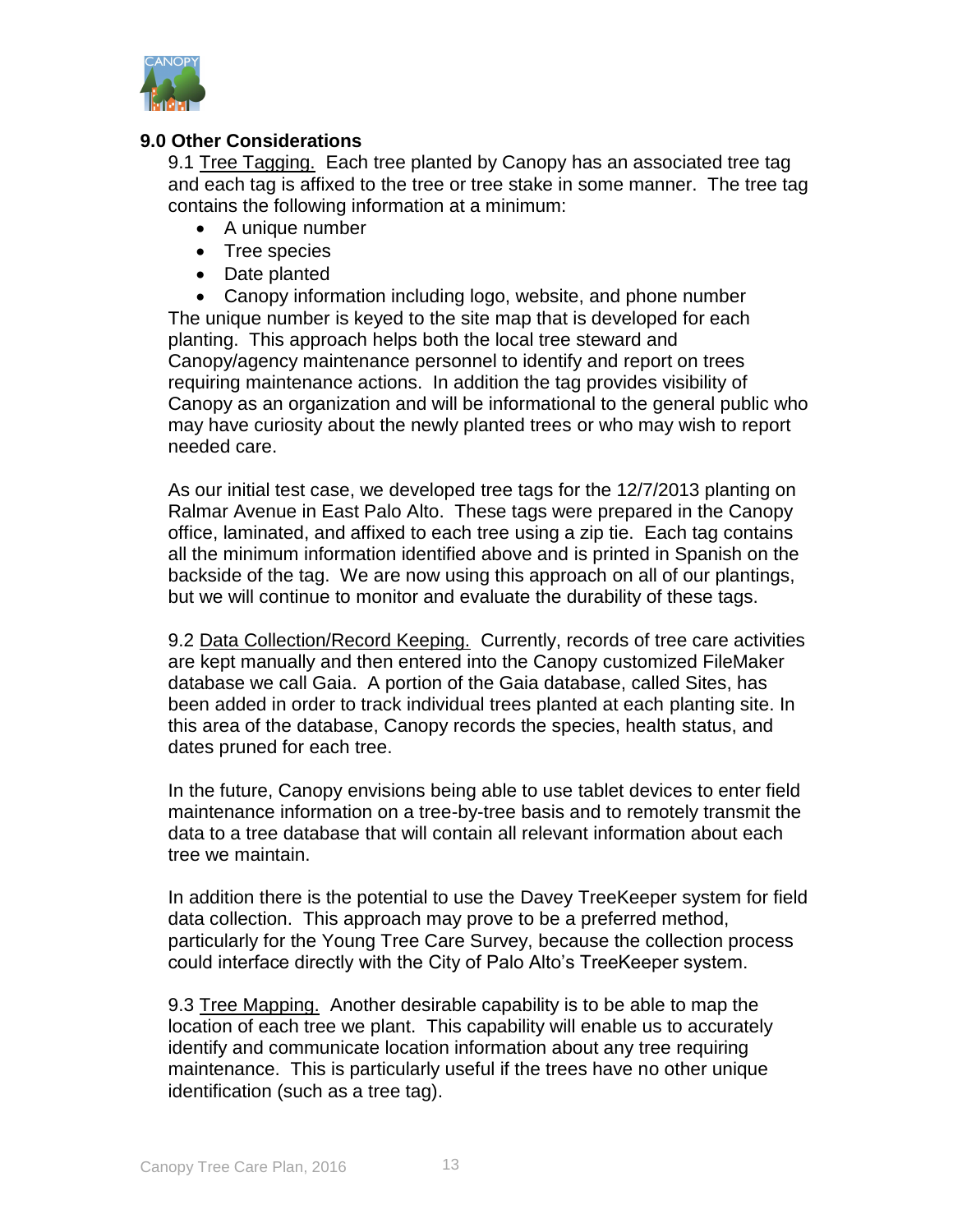## 9.0 Other Considerations

9.1 <u>Tree Tagging.</u> Each tree planted by Canopy has an associated tree tag and each tag is affixed to the tree or tree stake in some manner. The tree tag contains the following information at a minimum:

- A unique number
- Tree species
- Date planted
- Canopy information including logo, website, and phone number

The unique number is keyed to the site map that is developed for each planting. This approach helps both the local tree steward and Canopy/agency maintenance personnel to identify and report on trees requiring maintenance actions. In addition the tag provides visibility of Canopy as an organization and will be informational to the general public who may have curiosity about the newly planted trees or who may wish to report needed care.

As our initial test case, we developed tree tags for the 12/7/2013 planting on Ralmar Avenue in East Palo Alto. These tags were prepared in the Canopy office, laminated, and affixed to each tree using a zip tie. Each tag contains all the minimum information identified above and is printed in Spanish on the backside of the tag. We are now using this approach on all of our plantings, but we will continue to monitor and evaluate the durability of these tags.

9.2 <u>Data Collection/Record Keeping.</u> Currently, records of tree care activities are kept manually and then entered into the Canopy customized FileMaker database we call Gaia. A portion of the Gaia database, called Sites, has been added in order to track individual trees planted at each planting site. In this area of the database, Canopy records the species, health status, and dates pruned for each tree.

In the future, Canopy envisions being able to use tablet devices to enter field maintenance information on a tree-by-tree basis and to remotely transmit the data to a tree database that will contain all relevant information about each tree we maintain.

In addition there is the potential to use the Davey TreeKeeper system for field data collection. This approach may prove to be a preferred method, particularly for the Young Tree Care Survey, because the collection process could interface directly with the City of Palo Alto's TreeKeeper system.

9.3 <u>Tree Mapping.</u> Another desirable capability is to be able to map the location of each tree we plant. This capability will enable us to accurately identify and communicate location information about any tree requiring maintenance. This is particularly useful if the trees have no other unique identification (such as a tree tag).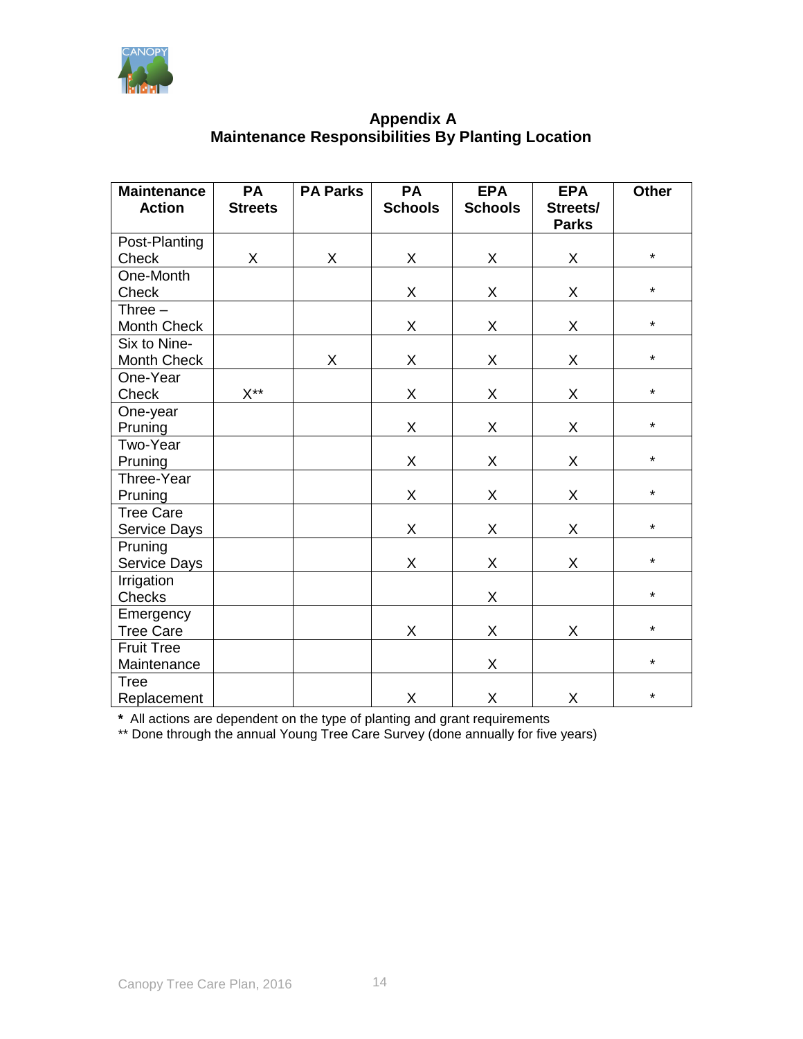# Appendix A
## Maintenance Responsibilities By Planting Location

| Maintenance Action | PA Streets | PA Parks | PA Schools | EPA Schools | EPA Streets/ Parks | Other |
|---|---|---|---|---|---|---|
| Post-Planting Check | X | X | X | X | X | * |
| One-Month Check | | | X | X | X | * |
| Three – Month Check | | | X | X | X | * |
| Six to Nine-Month Check | | X | X | X | X | * |
| One-Year Check | X** | | X | X | X | * |
| One-year Pruning | | | X | X | X | * |
| Two-Year Pruning | | | X | X | X | * |
| Three-Year Pruning | | | X | X | X | * |
| Tree Care Service Days | | | X | X | X | * |
| Pruning Service Days | | | X | X | X | * |
| Irrigation Checks | | | | X | | * |
| Emergency Tree Care | | | X | X | X | * |
| Fruit Tree Maintenance | | | | X | | * |
| Tree Replacement | | | X | X | X | * |

**\*** All actions are dependent on the type of planting and grant requirements
** Done through the annual Young Tree Care Survey (done annually for five years)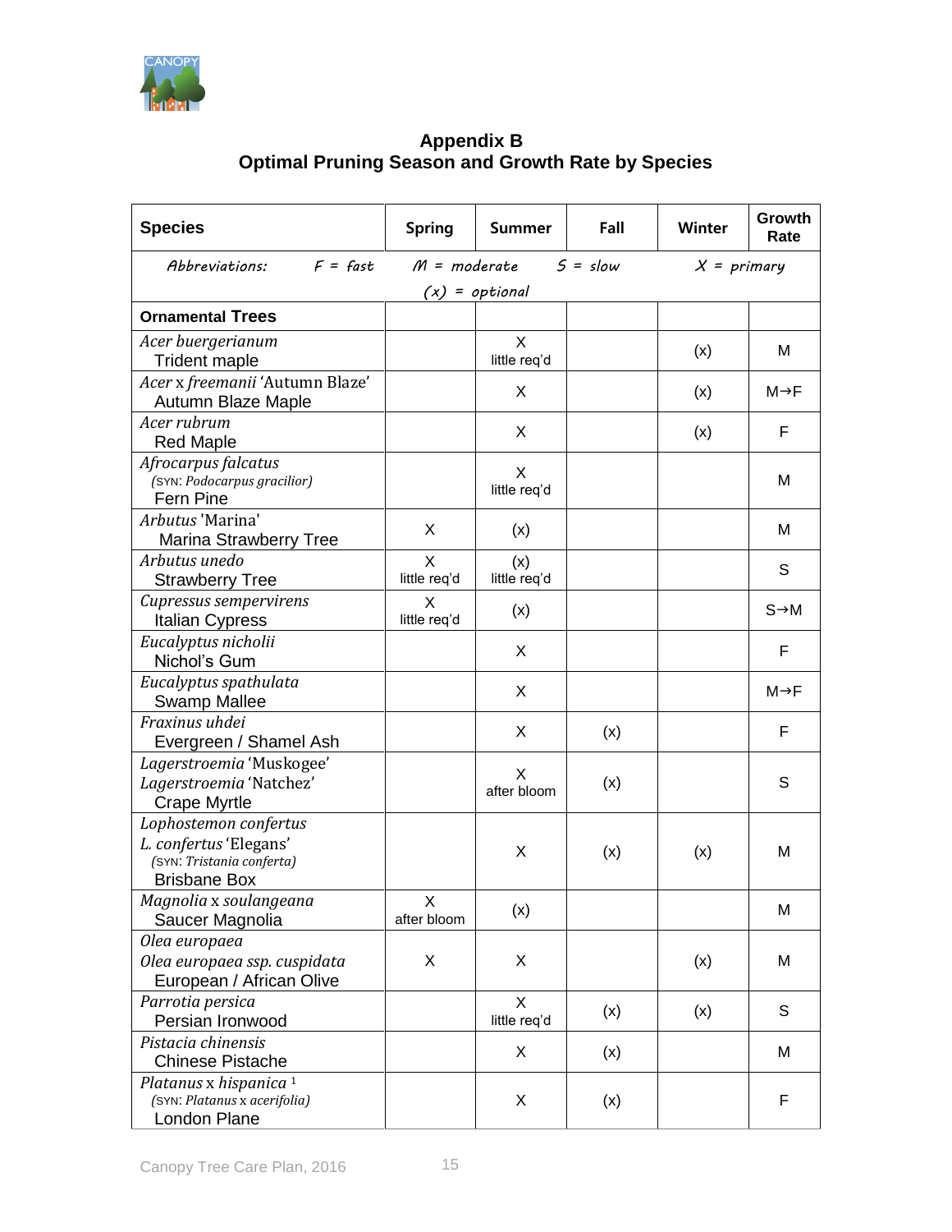## Appendix B
## Optimal Pruning Season and Growth Rate by Species

| Species | Spring | Summer | Fall | Winter | Growth Rate |
|---|---|---|---|---|---|
| *Abbreviations:* F = fast M = moderate S = slow X = primary (x) = optional | | | | | |
| **Ornamental Trees** | | | | | |
| *Acer buergerianum* Trident maple | | X little req'd | | (x) | M |
| *Acer* x *freemanii* 'Autumn Blaze' Autumn Blaze Maple | | X | | (x) | M→F |
| *Acer rubrum* Red Maple | | X | | (x) | F |
| *Afrocarpus falcatus* (SYN: *Podocarpus gracilior*) Fern Pine | | X little req'd | | | M |
| *Arbutus* 'Marina' Marina Strawberry Tree | X | (x) | | | M |
| *Arbutus unedo* Strawberry Tree | X little req'd | (x) little req'd | | | S |
| *Cupressus sempervirens* Italian Cypress | X little req'd | (x) | | | S→M |
| *Eucalyptus nicholii* Nichol's Gum | | X | | | F |
| *Eucalyptus spathulata* Swamp Mallee | | X | | | M→F |
| *Fraxinus uhdei* Evergreen / Shamel Ash | | X | (x) | | F |
| *Lagerstroemia* 'Muskogee' *Lagerstroemia* 'Natchez' Crape Myrtle | | X after bloom | (x) | | S |
| *Lophostemon confertus* *L. confertus* 'Elegans' (SYN: *Tristania conferta*) Brisbane Box | | X | (x) | (x) | M |
| *Magnolia* x *soulangeana* Saucer Magnolia | X after bloom | (x) | | | M |
| *Olea europaea* *Olea europaea ssp. cuspidata* European / African Olive | X | X | | (x) | M |
| *Parrotia persica* Persian Ironwood | | X little req'd | (x) | (x) | S |
| *Pistacia chinensis* Chinese Pistache | | X | (x) | | M |
| *Platanus* x *hispanica* [1] (SYN: *Platanus* x *acerifolia*) London Plane | | X | (x) | | F |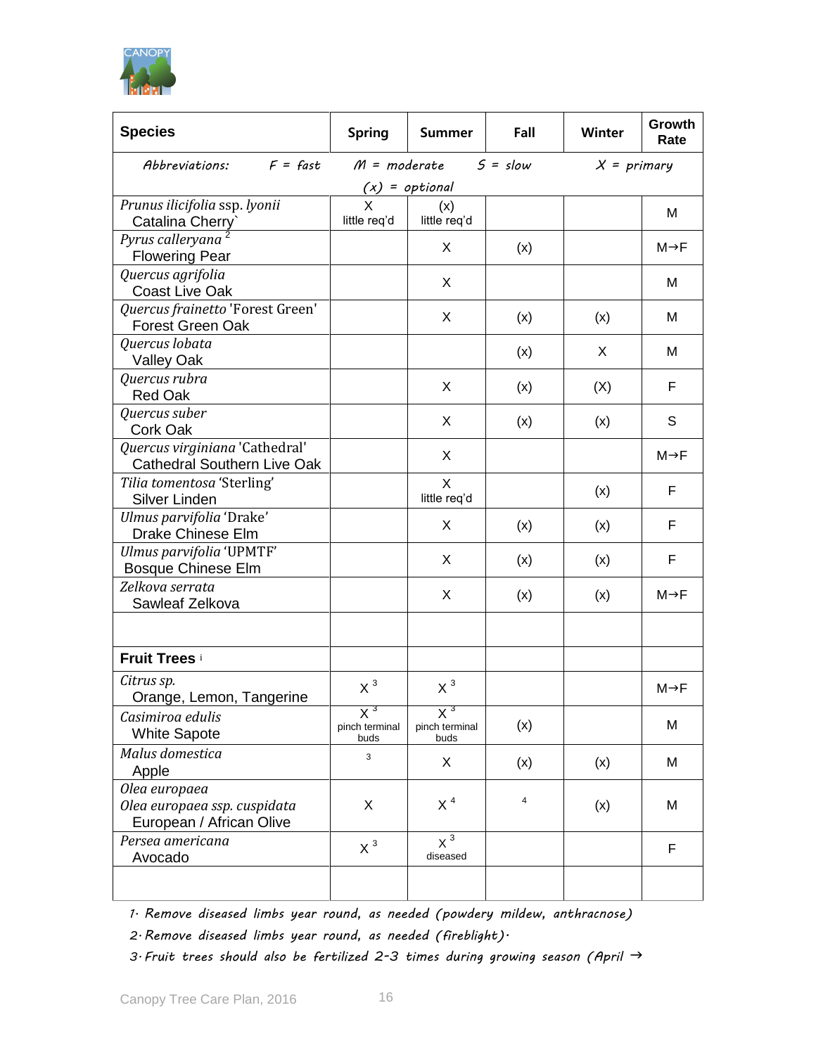| Species | Spring | Summer | Fall | Winter | Growth Rate |
|---|---|---|---|---|---|
| *Abbreviations:* F = fast | M = moderate | S = slow | | X = primary | |
| (x) = optional | | | | | |
| *Prunus ilicifolia* ssp. *lyonii* Catalina Cherry` | X little req'd | (x) little req'd | | | M |
| *Pyrus calleryana* [2] Flowering Pear | | X | (x) | | M→F |
| *Quercus agrifolia* Coast Live Oak | | X | | | M |
| *Quercus frainetto* 'Forest Green' Forest Green Oak | | X | (x) | (x) | M |
| *Quercus lobata* Valley Oak | | | (x) | X | M |
| *Quercus rubra* Red Oak | | X | (x) | (X) | F |
| *Quercus suber* Cork Oak | | X | (x) | (x) | S |
| *Quercus virginiana* 'Cathedral' Cathedral Southern Live Oak | | X | | | M→F |
| *Tilia tomentosa* 'Sterling' Silver Linden | | X little req'd | | (x) | F |
| *Ulmus parvifolia* 'Drake' Drake Chinese Elm | | X | (x) | (x) | F |
| *Ulmus parvifolia* 'UPMTF' Bosque Chinese Elm | | X | (x) | (x) | F |
| *Zelkova serrata* Sawleaf Zelkova | | X | (x) | (x) | M→F |
| | | | | | |
| **Fruit Trees** [i] | | | | | |
| *Citrus sp.* Orange, Lemon, Tangerine | X [3] | X [3] | | | M→F |
| *Casimiroa edulis* White Sapote | X [3] pinch terminal buds | X [3] pinch terminal buds | (x) | | M |
| *Malus domestica* Apple | [3] | X | (x) | (x) | M |
| *Olea europaea* *Olea europaea ssp. cuspidata* European / African Olive | X | X [4] | [4] | (x) | M |
| *Persea americana* Avocado | X [3] | X [3] diseased | | | F |
| | | | | | |

*1. Remove diseased limbs year round, as needed (powdery mildew, anthracnose)*

*2. Remove diseased limbs year round, as needed (fireblight).*

*3. Fruit trees should also be fertilized 2-3 times during growing season (April →*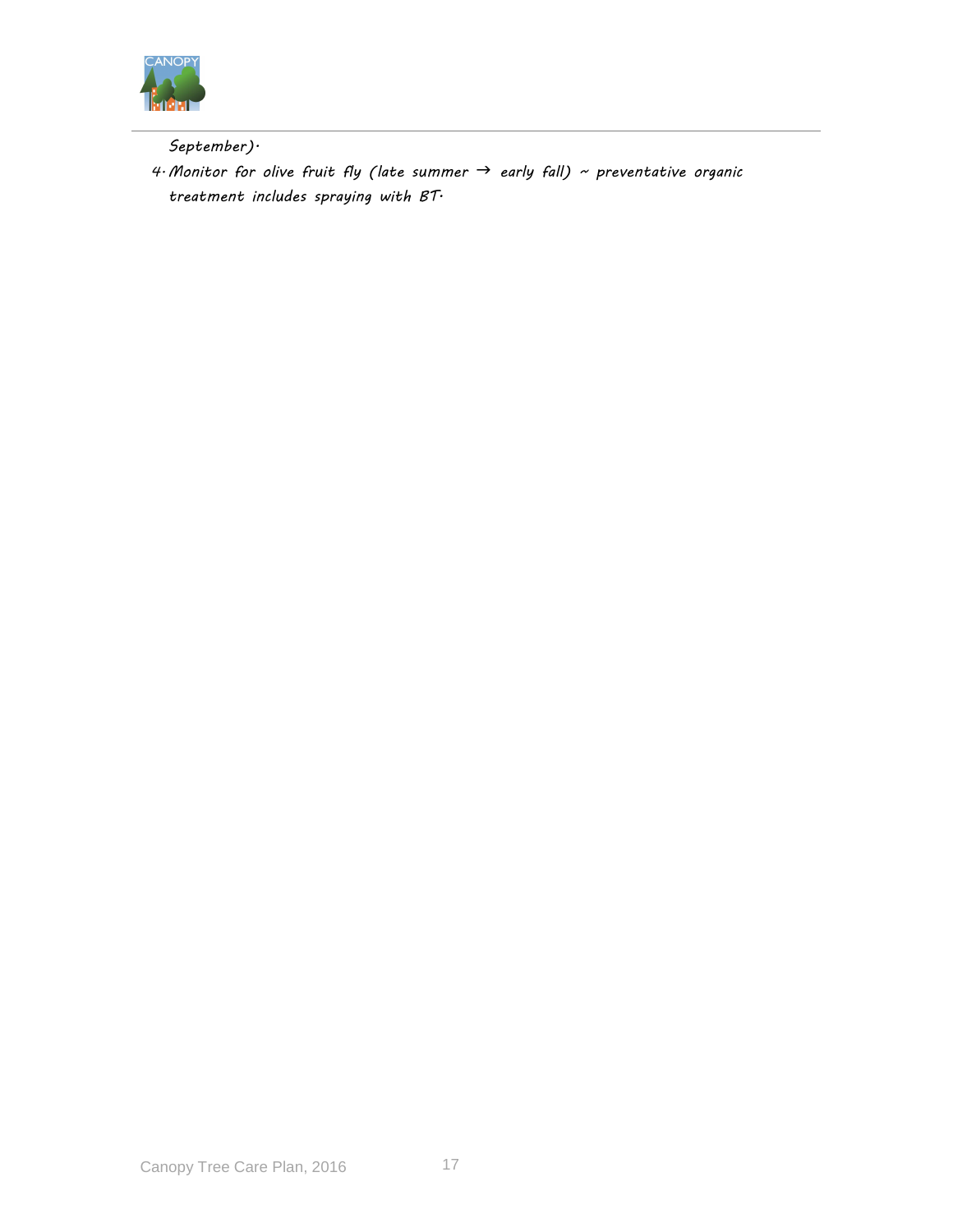September).

4. Monitor for olive fruit fly (late summer → early fall) ~ preventative organic treatment includes spraying with BT.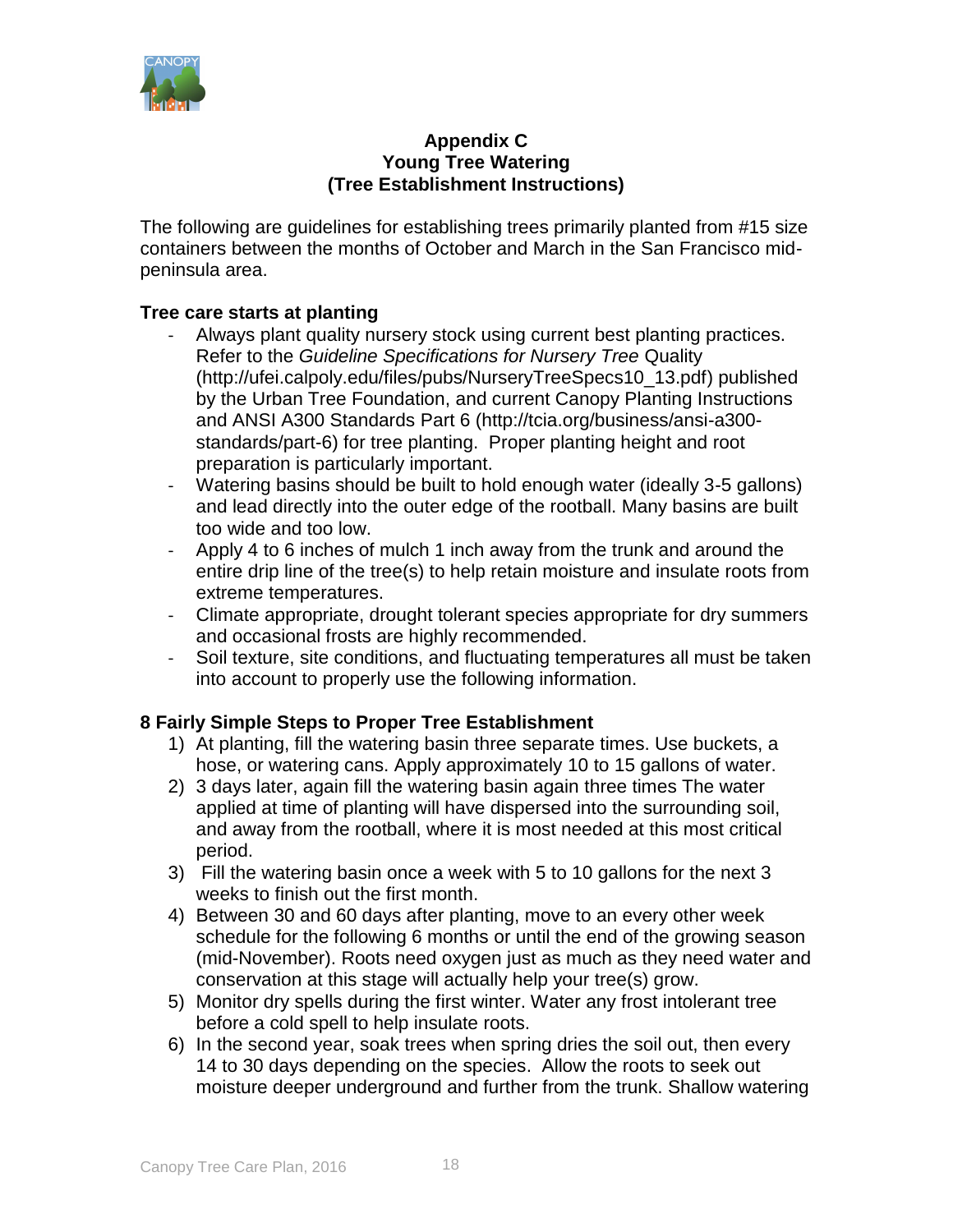**Appendix C**
**Young Tree Watering**
**(Tree Establishment Instructions)**

The following are guidelines for establishing trees primarily planted from #15 size containers between the months of October and March in the San Francisco mid-peninsula area.

### Tree care starts at planting

- Always plant quality nursery stock using current best planting practices. Refer to the *Guideline Specifications for Nursery Tree* Quality (http://ufei.calpoly.edu/files/pubs/NurseryTreeSpecs10_13.pdf) published by the Urban Tree Foundation, and current Canopy Planting Instructions and ANSI A300 Standards Part 6 (http://tcia.org/business/ansi-a300-standards/part-6) for tree planting. Proper planting height and root preparation is particularly important.
- Watering basins should be built to hold enough water (ideally 3-5 gallons) and lead directly into the outer edge of the rootball. Many basins are built too wide and too low.
- Apply 4 to 6 inches of mulch 1 inch away from the trunk and around the entire drip line of the tree(s) to help retain moisture and insulate roots from extreme temperatures.
- Climate appropriate, drought tolerant species appropriate for dry summers and occasional frosts are highly recommended.
- Soil texture, site conditions, and fluctuating temperatures all must be taken into account to properly use the following information.

### 8 Fairly Simple Steps to Proper Tree Establishment

1) At planting, fill the watering basin three separate times. Use buckets, a hose, or watering cans. Apply approximately 10 to 15 gallons of water.
2) 3 days later, again fill the watering basin again three times The water applied at time of planting will have dispersed into the surrounding soil, and away from the rootball, where it is most needed at this most critical period.
3) Fill the watering basin once a week with 5 to 10 gallons for the next 3 weeks to finish out the first month.
4) Between 30 and 60 days after planting, move to an every other week schedule for the following 6 months or until the end of the growing season (mid-November). Roots need oxygen just as much as they need water and conservation at this stage will actually help your tree(s) grow.
5) Monitor dry spells during the first winter. Water any frost intolerant tree before a cold spell to help insulate roots.
6) In the second year, soak trees when spring dries the soil out, then every 14 to 30 days depending on the species. Allow the roots to seek out moisture deeper underground and further from the trunk. Shallow watering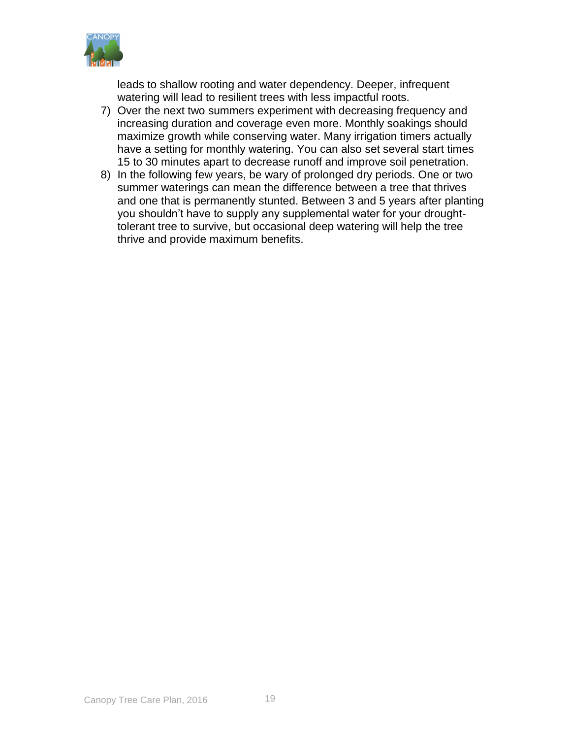leads to shallow rooting and water dependency. Deeper, infrequent watering will lead to resilient trees with less impactful roots.

7) Over the next two summers experiment with decreasing frequency and increasing duration and coverage even more. Monthly soakings should maximize growth while conserving water. Many irrigation timers actually have a setting for monthly watering. You can also set several start times 15 to 30 minutes apart to decrease runoff and improve soil penetration.
8) In the following few years, be wary of prolonged dry periods. One or two summer waterings can mean the difference between a tree that thrives and one that is permanently stunted. Between 3 and 5 years after planting you shouldn't have to supply any supplemental water for your drought-tolerant tree to survive, but occasional deep watering will help the tree thrive and provide maximum benefits.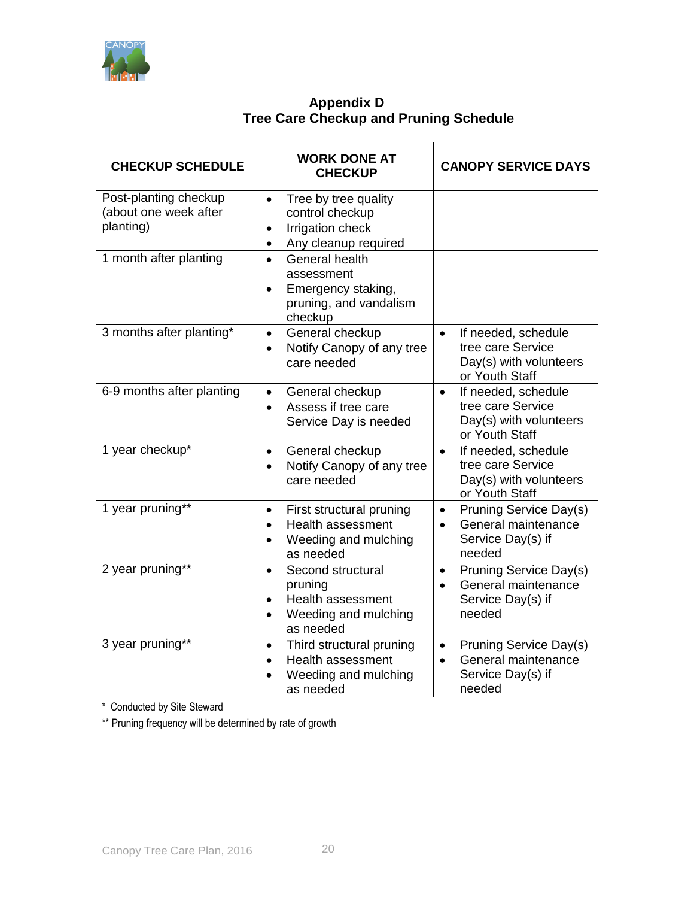## Appendix D
## Tree Care Checkup and Pruning Schedule

| CHECKUP SCHEDULE | WORK DONE AT CHECKUP | CANOPY SERVICE DAYS |
|---|---|---|
| Post-planting checkup (about one week after planting) | • Tree by tree quality control checkup<br>• Irrigation check<br>• Any cleanup required | |
| 1 month after planting | • General health assessment<br>• Emergency staking, pruning, and vandalism checkup | |
| 3 months after planting* | • General checkup<br>• Notify Canopy of any tree care needed | • If needed, schedule tree care Service Day(s) with volunteers or Youth Staff |
| 6-9 months after planting | • General checkup<br>• Assess if tree care Service Day is needed | • If needed, schedule tree care Service Day(s) with volunteers or Youth Staff |
| 1 year checkup* | • General checkup<br>• Notify Canopy of any tree care needed | • If needed, schedule tree care Service Day(s) with volunteers or Youth Staff |
| 1 year pruning** | • First structural pruning<br>• Health assessment<br>• Weeding and mulching as needed | • Pruning Service Day(s)<br>• General maintenance Service Day(s) if needed |
| 2 year pruning** | • Second structural pruning<br>• Health assessment<br>• Weeding and mulching as needed | • Pruning Service Day(s)<br>• General maintenance Service Day(s) if needed |
| 3 year pruning** | • Third structural pruning<br>• Health assessment<br>• Weeding and mulching as needed | • Pruning Service Day(s)<br>• General maintenance Service Day(s) if needed |

\* Conducted by Site Steward

\*\* Pruning frequency will be determined by rate of growth